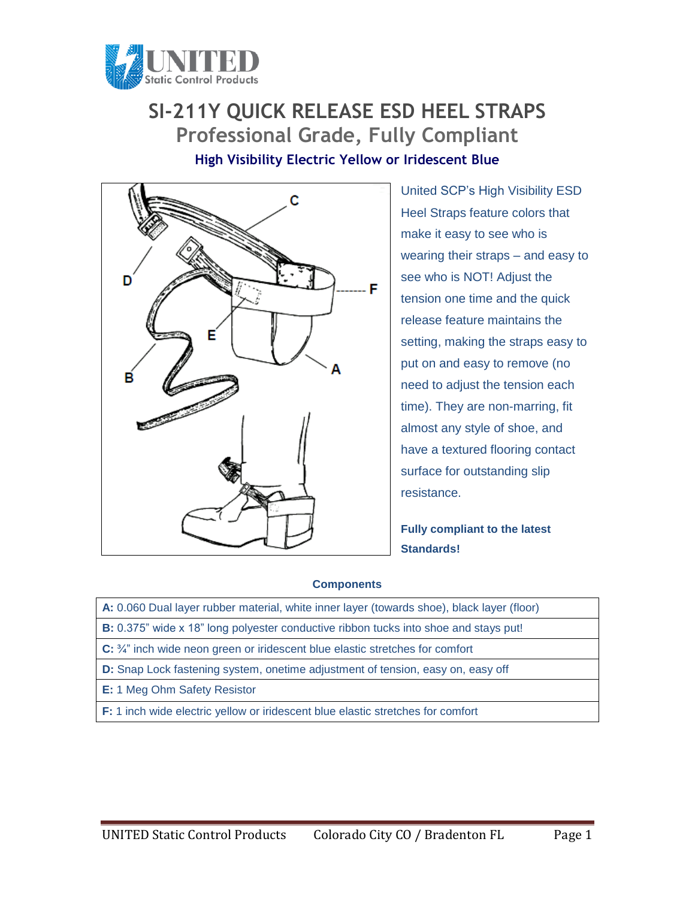# SI-211Y QUICK RELEASE ESD HEEL STRAPS

## Professional Grade, Fully Compliant

### High Visibility Electric Yellow or Iridescent Blue

United SCP's High Visibility ESD Heel Straps feature colors that make it easy to see who is wearing their straps – and easy to see who is NOT! Adjust the tension one time and the quick release feature maintains the setting, making the straps easy to put on and easy to remove (no need to adjust the tension each time). They are non-marring, fit almost any style of shoe, and have a textured flooring contact surface for outstanding slip resistance.

**Fully compliant to the latest Standards!**

**Components**

| |
|---|
| **A:** 0.060 Dual layer rubber material, white inner layer (towards shoe), black layer (floor) |
| **B:** 0.375" wide x 18" long polyester conductive ribbon tucks into shoe and stays put! |
| **C:** ¾" inch wide neon green or iridescent blue elastic stretches for comfort |
| **D:** Snap Lock fastening system, onetime adjustment of tension, easy on, easy off |
| **E:** 1 Meg Ohm Safety Resistor |
| **F:** 1 inch wide electric yellow or iridescent blue elastic stretches for comfort |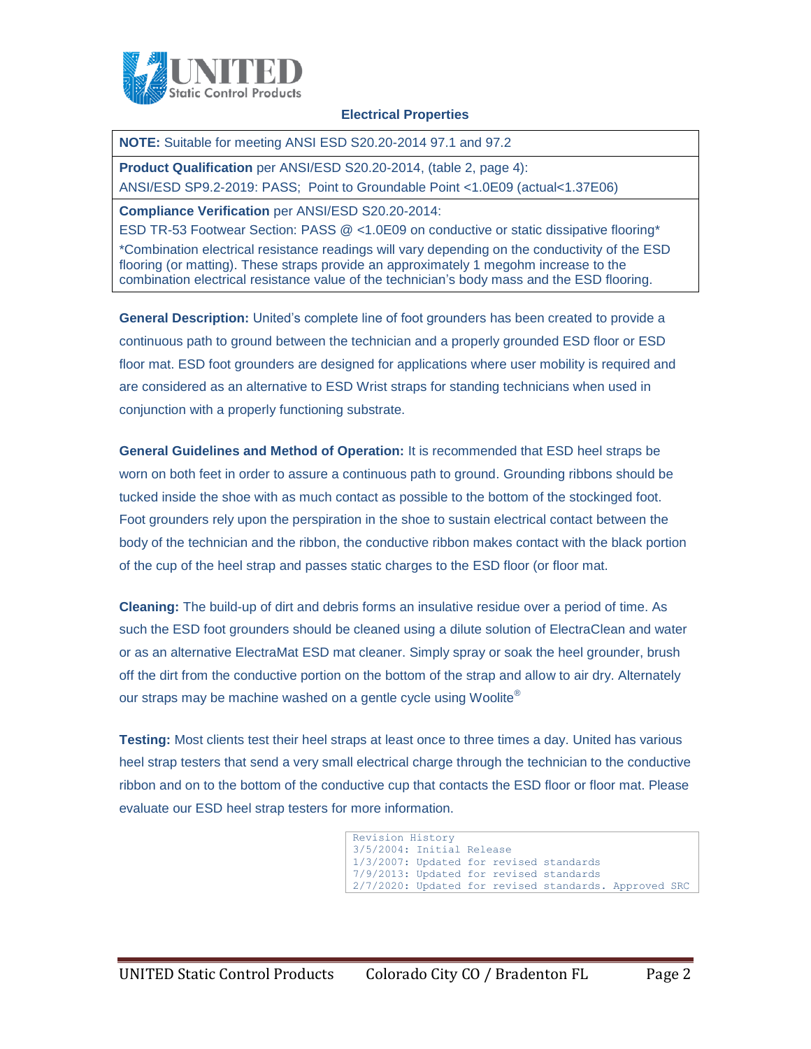## Electrical Properties

| |
|---|
| **NOTE:** Suitable for meeting ANSI ESD S20.20-2014 97.1 and 97.2 |
| **Product Qualification** per ANSI/ESD S20.20-2014, (table 2, page 4): ANSI/ESD SP9.2-2019: PASS; Point to Groundable Point <1.0E09 (actual<1.37E06) |
| **Compliance Verification** per ANSI/ESD S20.20-2014: ESD TR-53 Footwear Section: PASS @ <1.0E09 on conductive or static dissipative flooring* *Combination electrical resistance readings will vary depending on the conductivity of the ESD flooring (or matting). These straps provide an approximately 1 megohm increase to the combination electrical resistance value of the technician's body mass and the ESD flooring. |

**General Description:** United's complete line of foot grounders has been created to provide a continuous path to ground between the technician and a properly grounded ESD floor or ESD floor mat. ESD foot grounders are designed for applications where user mobility is required and are considered as an alternative to ESD Wrist straps for standing technicians when used in conjunction with a properly functioning substrate.

**General Guidelines and Method of Operation:** It is recommended that ESD heel straps be worn on both feet in order to assure a continuous path to ground. Grounding ribbons should be tucked inside the shoe with as much contact as possible to the bottom of the stockinged foot. Foot grounders rely upon the perspiration in the shoe to sustain electrical contact between the body of the technician and the ribbon, the conductive ribbon makes contact with the black portion of the cup of the heel strap and passes static charges to the ESD floor (or floor mat.

**Cleaning:** The build-up of dirt and debris forms an insulative residue over a period of time. As such the ESD foot grounders should be cleaned using a dilute solution of ElectraClean and water or as an alternative ElectraMat ESD mat cleaner. Simply spray or soak the heel grounder, brush off the dirt from the conductive portion on the bottom of the strap and allow to air dry. Alternately our straps may be machine washed on a gentle cycle using Woolite®

**Testing:** Most clients test their heel straps at least once to three times a day. United has various heel strap testers that send a very small electrical charge through the technician to the conductive ribbon and on to the bottom of the conductive cup that contacts the ESD floor or floor mat. Please evaluate our ESD heel strap testers for more information.

```
Revision History
3/5/2004: Initial Release
1/3/2007: Updated for revised standards
7/9/2013: Updated for revised standards
2/7/2020: Updated for revised standards. Approved SRC
```

UNITED Static Control Products — Colorado City CO / Bradenton FL